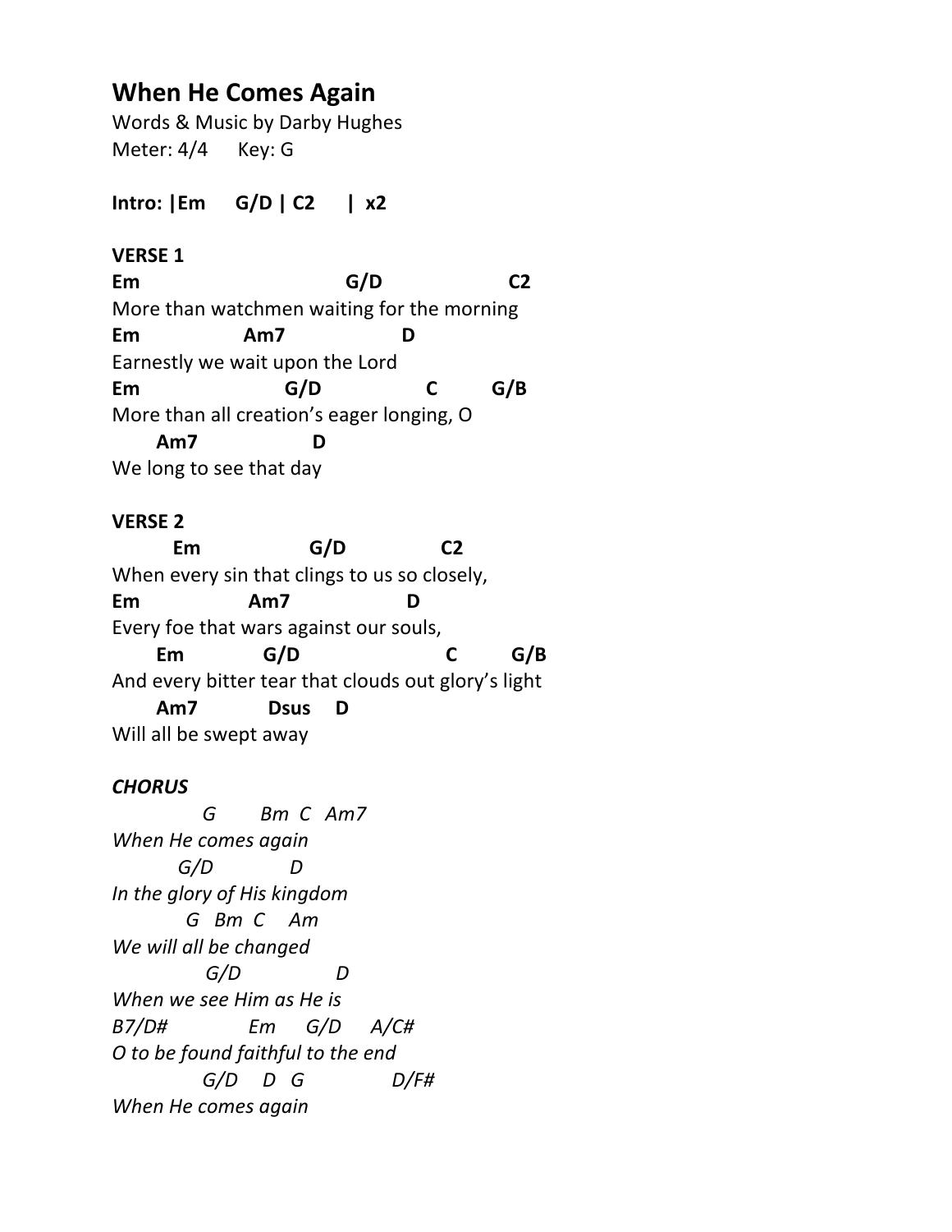# When He Comes Again

Words & Music by Darby Hughes
Meter: 4/4 Key: G

**Intro: |Em G/D | C2 | x2**

**VERSE 1**

```
Em                          G/D                C2
More than watchmen waiting for the morning
Em              Am7                D
Earnestly we wait upon the Lord
Em                    G/D              C        G/B
More than all creation's eager longing, O
     Am7                D
We long to see that day
```

**VERSE 2**

```
      Em               G/D              C2
When every sin that clings to us so closely,
Em               Am7                D
Every foe that wars against our souls,
     Em             G/D                     C        G/B
And every bitter tear that clouds out glory's light
     Am7           Dsus    D
Will all be swept away
```

***CHORUS***

```
          G       Bm  C   Am7
When He comes again
        G/D            D
In the glory of His kingdom
         G   Bm  C    Am
We will all be changed
           G/D              D
When we see Him as He is
B7/D#            Em      G/D      A/C#
O to be found faithful to the end
          G/D     D   G            D/F#
When He comes again
```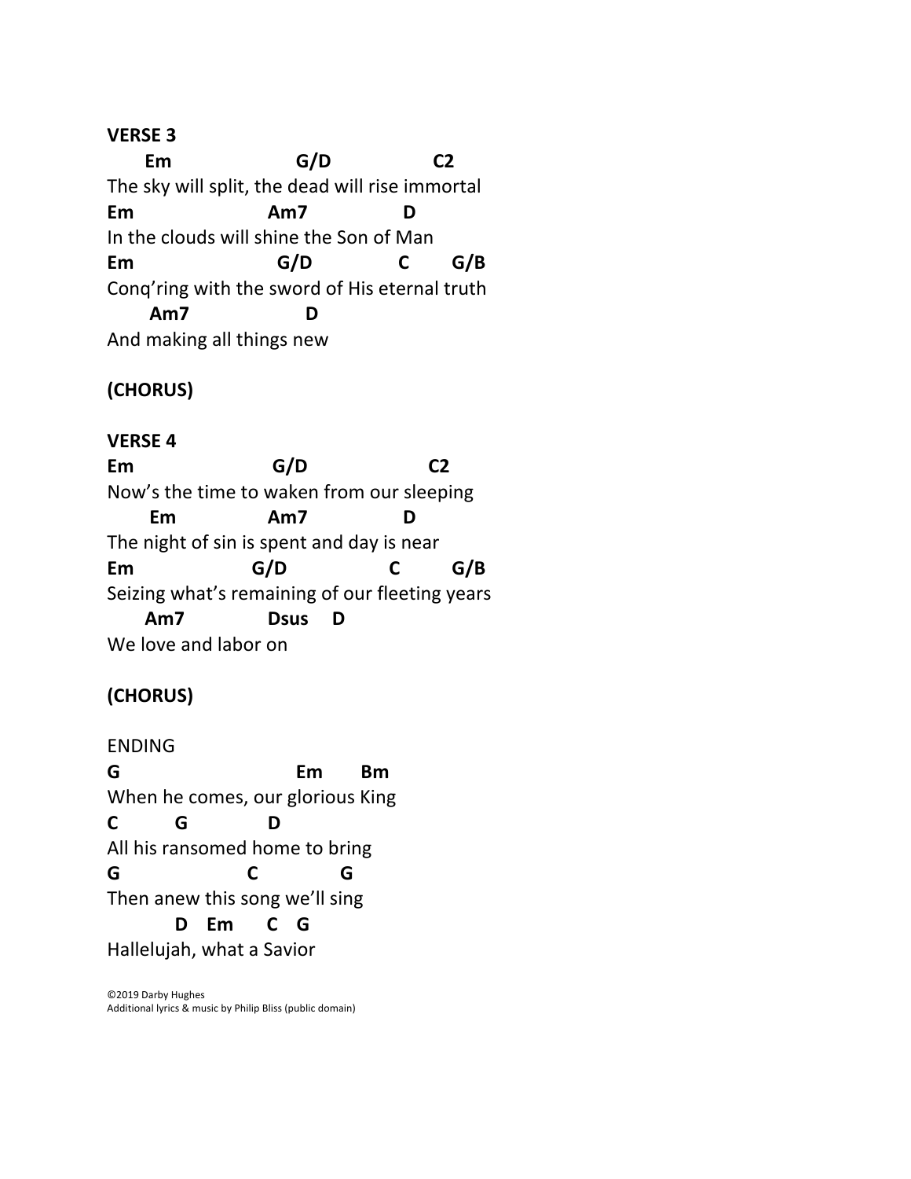**VERSE 3**

```
      Em                  G/D               C2
The sky will split, the dead will rise immortal
Em                  Am7               D
In the clouds will shine the Son of Man
Em                    G/D              C       G/B
Conq'ring with the sword of His eternal truth
       Am7                 D
And making all things new
```

**(CHORUS)**

**VERSE 4**

```
Em                    G/D                   C2
Now's the time to waken from our sleeping
       Em               Am7                D
The night of sin is spent and day is near
Em                G/D                  C         G/B
Seizing what's remaining of our fleeting years
      Am7              Dsus    D
We love and labor on
```

**(CHORUS)**

ENDING

```
G                          Em       Bm
When he comes, our glorious King
C         G             D
All his ransomed home to bring
G                   C            G
Then anew this song we'll sing
           D    Em      C   G
Hallelujah, what a Savior
```

©2019 Darby Hughes
Additional lyrics & music by Philip Bliss (public domain)